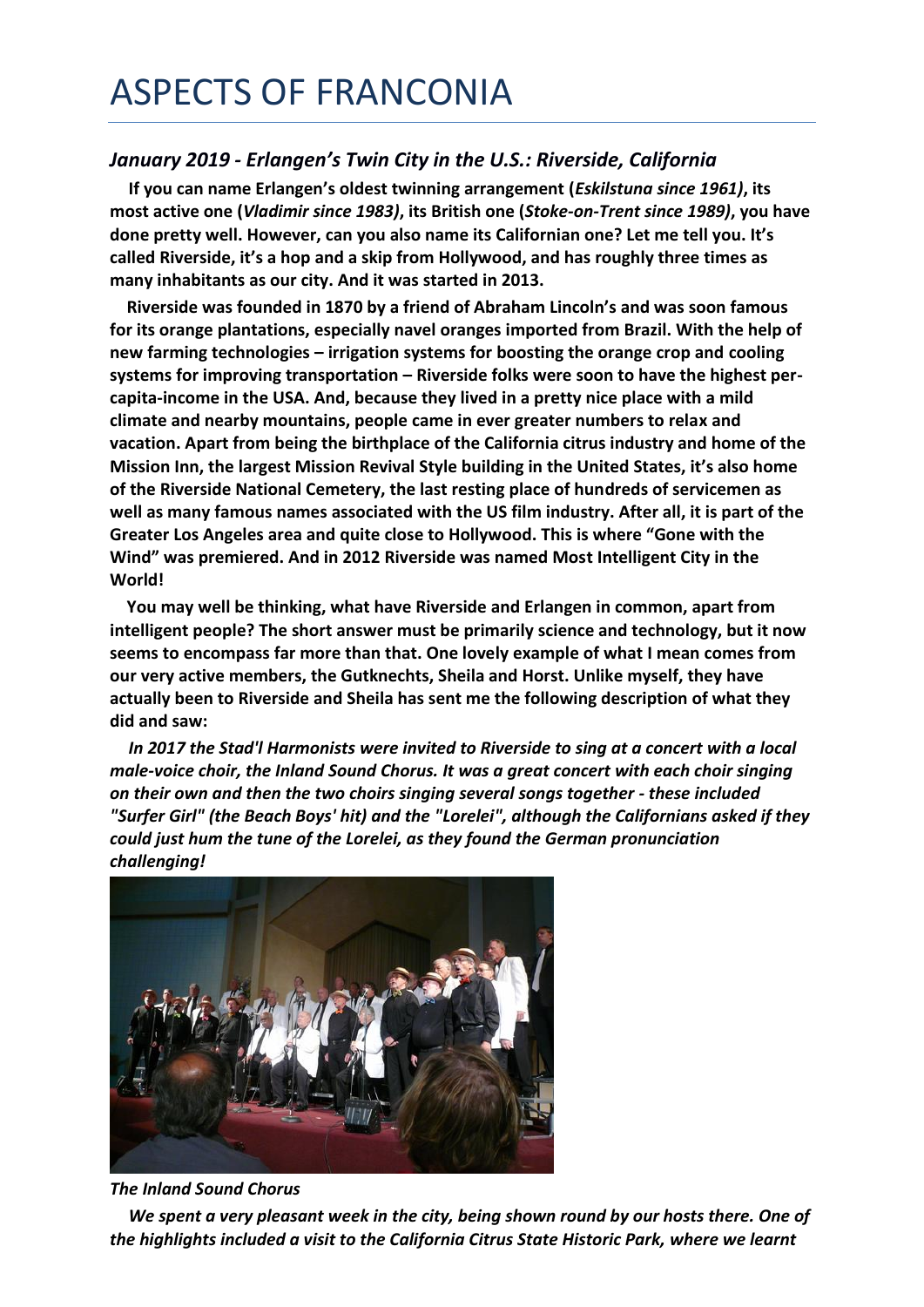# ASPECTS OF FRANCONIA

## *January 2019 - Erlangen's Twin City in the U.S.: Riverside, California*

**If you can name Erlangen's oldest twinning arrangement (*Eskilstuna since 1961)*, its most active one (*Vladimir since 1983)*, its British one (*Stoke-on-Trent since 1989)*, you have done pretty well. However, can you also name its Californian one? Let me tell you. It's called Riverside, it's a hop and a skip from Hollywood, and has roughly three times as many inhabitants as our city. And it was started in 2013.**

**Riverside was founded in 1870 by a friend of Abraham Lincoln's and was soon famous for its orange plantations, especially navel oranges imported from Brazil. With the help of new farming technologies – irrigation systems for boosting the orange crop and cooling systems for improving transportation – Riverside folks were soon to have the highest per-capita-income in the USA. And, because they lived in a pretty nice place with a mild climate and nearby mountains, people came in ever greater numbers to relax and vacation. Apart from being the birthplace of the California citrus industry and home of the Mission Inn, the largest Mission Revival Style building in the United States, it's also home of the Riverside National Cemetery, the last resting place of hundreds of servicemen as well as many famous names associated with the US film industry. After all, it is part of the Greater Los Angeles area and quite close to Hollywood. This is where "Gone with the Wind" was premiered. And in 2012 Riverside was named Most Intelligent City in the World!**

**You may well be thinking, what have Riverside and Erlangen in common, apart from intelligent people? The short answer must be primarily science and technology, but it now seems to encompass far more than that. One lovely example of what I mean comes from our very active members, the Gutknechts, Sheila and Horst. Unlike myself, they have actually been to Riverside and Sheila has sent me the following description of what they did and saw:**

***In 2017 the Stad'l Harmonists were invited to Riverside to sing at a concert with a local male-voice choir, the Inland Sound Chorus. It was a great concert with each choir singing on their own and then the two choirs singing several songs together - these included "Surfer Girl" (the Beach Boys' hit) and the "Lorelei", although the Californians asked if they could just hum the tune of the Lorelei, as they found the German pronunciation challenging!***

***The Inland Sound Chorus***

***We spent a very pleasant week in the city, being shown round by our hosts there. One of the highlights included a visit to the California Citrus State Historic Park, where we learnt***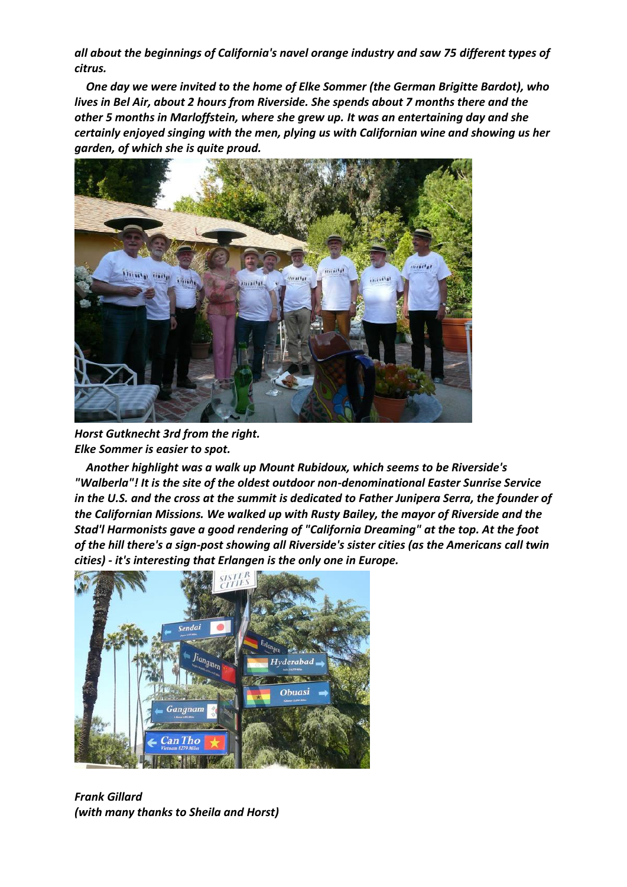*all about the beginnings of California's navel orange industry and saw 75 different types of citrus.*

*One day we were invited to the home of Elke Sommer (the German Brigitte Bardot), who lives in Bel Air, about 2 hours from Riverside. She spends about 7 months there and the other 5 months in Marloffstein, where she grew up. It was an entertaining day and she certainly enjoyed singing with the men, plying us with Californian wine and showing us her garden, of which she is quite proud.*

*Horst Gutknecht 3rd from the right.*
*Elke Sommer is easier to spot.*

*Another highlight was a walk up Mount Rubidoux, which seems to be Riverside's "Walberla"! It is the site of the oldest outdoor non-denominational Easter Sunrise Service in the U.S. and the cross at the summit is dedicated to Father Junipera Serra, the founder of the Californian Missions. We walked up with Rusty Bailey, the mayor of Riverside and the Stad'l Harmonists gave a good rendering of "California Dreaming" at the top. At the foot of the hill there's a sign-post showing all Riverside's sister cities (as the Americans call twin cities) - it's interesting that Erlangen is the only one in Europe.*

*Frank Gillard*
*(with many thanks to Sheila and Horst)*